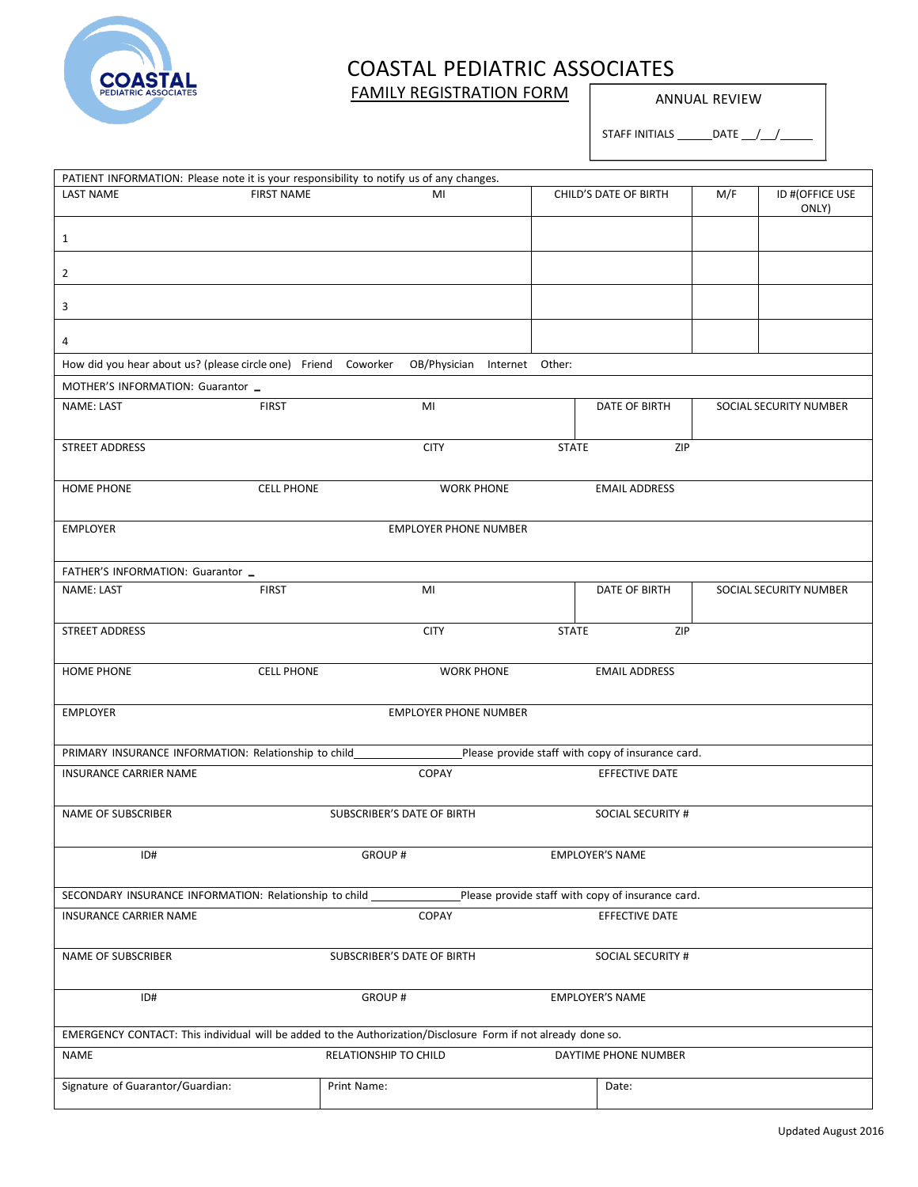# COASTAL PEDIATRIC ASSOCIATES

## FAMILY REGISTRATION FORM

ANNUAL REVIEW

STAFF INITIALS ______DATE __/__/_____

PATIENT INFORMATION: Please note it is your responsibility to notify us of any changes.

| LAST NAME | FIRST NAME | MI | CHILD'S DATE OF BIRTH | M/F | ID #(OFFICE USE ONLY) |
|---|---|---|---|---|---|
| 1 | | | | | |
| 2 | | | | | |
| 3 | | | | | |
| 4 | | | | | |

How did you hear about us? (please circle one) Friend Coworker OB/Physician Internet Other:

**MOTHER'S INFORMATION:** Guarantor _

| NAME: LAST | FIRST | MI | DATE OF BIRTH | SOCIAL SECURITY NUMBER |
|---|---|---|---|---|
| | | | | |

| STREET ADDRESS | CITY | STATE | ZIP |
|---|---|---|---|
| | | | |

| HOME PHONE | CELL PHONE | WORK PHONE | EMAIL ADDRESS |
|---|---|---|---|
| | | | |

| EMPLOYER | EMPLOYER PHONE NUMBER |
|---|---|
| | |

**FATHER'S INFORMATION:** Guarantor _

| NAME: LAST | FIRST | MI | DATE OF BIRTH | SOCIAL SECURITY NUMBER |
|---|---|---|---|---|
| | | | | |

| STREET ADDRESS | CITY | STATE | ZIP |
|---|---|---|---|
| | | | |

| HOME PHONE | CELL PHONE | WORK PHONE | EMAIL ADDRESS |
|---|---|---|---|
| | | | |

| EMPLOYER | EMPLOYER PHONE NUMBER |
|---|---|
| | |

**PRIMARY INSURANCE INFORMATION:** Relationship to child________________Please provide staff with copy of insurance card.

| INSURANCE CARRIER NAME | COPAY | EFFECTIVE DATE |
|---|---|---|
| | | |
| **NAME OF SUBSCRIBER** | **SUBSCRIBER'S DATE OF BIRTH** | **SOCIAL SECURITY #** |
| | | |
| **ID#** | **GROUP #** | **EMPLOYER'S NAME** |
| | | |

**SECONDARY INSURANCE INFORMATION:** Relationship to child ______________Please provide staff with copy of insurance card.

| INSURANCE CARRIER NAME | COPAY | EFFECTIVE DATE |
|---|---|---|
| | | |
| **NAME OF SUBSCRIBER** | **SUBSCRIBER'S DATE OF BIRTH** | **SOCIAL SECURITY #** |
| | | |
| **ID#** | **GROUP #** | **EMPLOYER'S NAME** |
| | | |

**EMERGENCY CONTACT:** This individual will be added to the Authorization/Disclosure Form if not already done so.

| NAME | RELATIONSHIP TO CHILD | DAYTIME PHONE NUMBER |
|---|---|---|
| | | |

| Signature of Guarantor/Guardian: | Print Name: | Date: |
|---|---|---|
| | | |

Updated August 2016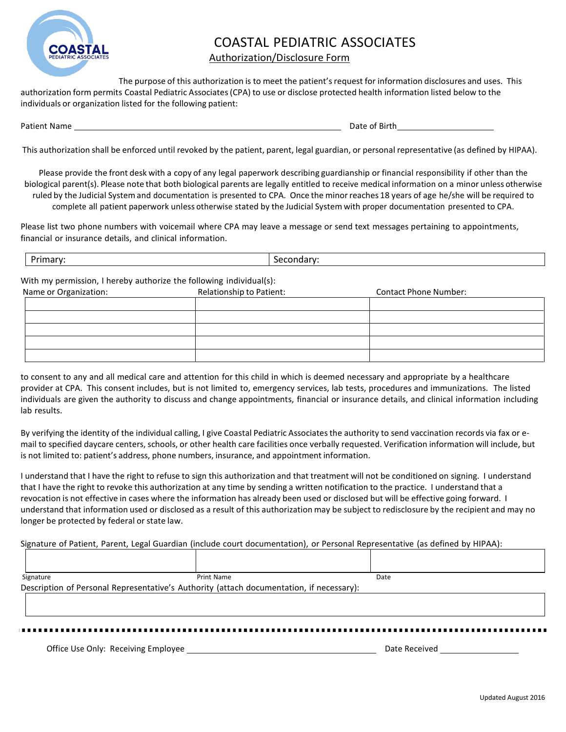# COASTAL PEDIATRIC ASSOCIATES

## Authorization/Disclosure Form

The purpose of this authorization is to meet the patient's request for information disclosures and uses. This authorization form permits Coastal Pediatric Associates (CPA) to use or disclose protected health information listed below to the individuals or organization listed for the following patient:

Patient Name ______________________________ Date of Birth ____________________

This authorization shall be enforced until revoked by the patient, parent, legal guardian, or personal representative (as defined by HIPAA).

Please provide the front desk with a copy of any legal paperwork describing guardianship or financial responsibility if other than the biological parent(s). Please note that both biological parents are legally entitled to receive medical information on a minor unless otherwise ruled by the Judicial System and documentation is presented to CPA. Once the minor reaches 18 years of age he/she will be required to complete all patient paperwork unless otherwise stated by the Judicial System with proper documentation presented to CPA.

Please list two phone numbers with voicemail where CPA may leave a message or send text messages pertaining to appointments, financial or insurance details, and clinical information.

| Primary: | Secondary: |
|---|---|

With my permission, I hereby authorize the following individual(s):

| Name or Organization: | Relationship to Patient: | Contact Phone Number: |
|---|---|---|
| | | |
| | | |
| | | |
| | | |
| | | |

to consent to any and all medical care and attention for this child in which is deemed necessary and appropriate by a healthcare provider at CPA. This consent includes, but is not limited to, emergency services, lab tests, procedures and immunizations. The listed individuals are given the authority to discuss and change appointments, financial or insurance details, and clinical information including lab results.

By verifying the identity of the individual calling, I give Coastal Pediatric Associates the authority to send vaccination records via fax or e-mail to specified daycare centers, schools, or other health care facilities once verbally requested. Verification information will include, but is not limited to: patient's address, phone numbers, insurance, and appointment information.

I understand that I have the right to refuse to sign this authorization and that treatment will not be conditioned on signing. I understand that I have the right to revoke this authorization at any time by sending a written notification to the practice. I understand that a revocation is not effective in cases where the information has already been used or disclosed but will be effective going forward. I understand that information used or disclosed as a result of this authorization may be subject to redisclosure by the recipient and may no longer be protected by federal or state law.

Signature of Patient, Parent, Legal Guardian (include court documentation), or Personal Representative (as defined by HIPAA):

| | | |
|---|---|---|
| Signature | Print Name | Date |

Description of Personal Representative's Authority (attach documentation, if necessary):

| |
|---|
| |

Office Use Only: Receiving Employee ______________________________ Date Received ________________

Updated August 2016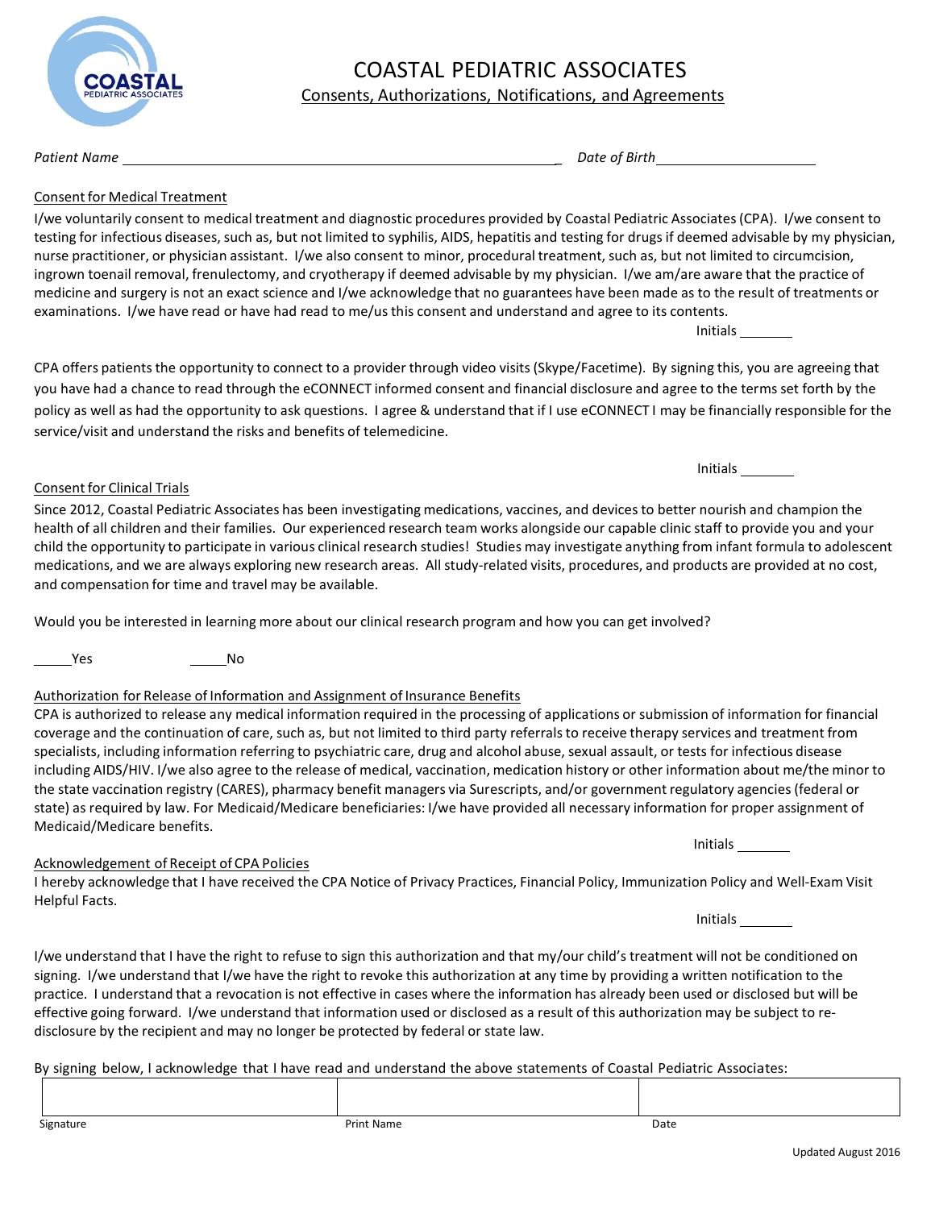# COASTAL PEDIATRIC ASSOCIATES

Consents, Authorizations, Notifications, and Agreements

*Patient Name* ______________________________________________ *Date of Birth* ____________________

## Consent for Medical Treatment

I/we voluntarily consent to medical treatment and diagnostic procedures provided by Coastal Pediatric Associates (CPA). I/we consent to testing for infectious diseases, such as, but not limited to syphilis, AIDS, hepatitis and testing for drugs if deemed advisable by my physician, nurse practitioner, or physician assistant. I/we also consent to minor, procedural treatment, such as, but not limited to circumcision, ingrown toenail removal, frenulectomy, and cryotherapy if deemed advisable by my physician. I/we am/are aware that the practice of medicine and surgery is not an exact science and I/we acknowledge that no guarantees have been made as to the result of treatments or examinations. I/we have read or have had read to me/us this consent and understand and agree to its contents.

Initials _______

CPA offers patients the opportunity to connect to a provider through video visits (Skype/Facetime). By signing this, you are agreeing that you have had a chance to read through the eCONNECT informed consent and financial disclosure and agree to the terms set forth by the policy as well as had the opportunity to ask questions. I agree & understand that if I use eCONNECT I may be financially responsible for the service/visit and understand the risks and benefits of telemedicine.

Initials _______

## Consent for Clinical Trials

Since 2012, Coastal Pediatric Associates has been investigating medications, vaccines, and devices to better nourish and champion the health of all children and their families. Our experienced research team works alongside our capable clinic staff to provide you and your child the opportunity to participate in various clinical research studies! Studies may investigate anything from infant formula to adolescent medications, and we are always exploring new research areas. All study-related visits, procedures, and products are provided at no cost, and compensation for time and travel may be available.

Would you be interested in learning more about our clinical research program and how you can get involved?

_____Yes _____No

## Authorization for Release of Information and Assignment of Insurance Benefits

CPA is authorized to release any medical information required in the processing of applications or submission of information for financial coverage and the continuation of care, such as, but not limited to third party referrals to receive therapy services and treatment from specialists, including information referring to psychiatric care, drug and alcohol abuse, sexual assault, or tests for infectious disease including AIDS/HIV. I/we also agree to the release of medical, vaccination, medication history or other information about me/the minor to the state vaccination registry (CARES), pharmacy benefit managers via Surescripts, and/or government regulatory agencies (federal or state) as required by law. For Medicaid/Medicare beneficiaries: I/we have provided all necessary information for proper assignment of Medicaid/Medicare benefits.

Initials _______

## Acknowledgement of Receipt of CPA Policies

I hereby acknowledge that I have received the CPA Notice of Privacy Practices, Financial Policy, Immunization Policy and Well-Exam Visit Helpful Facts.

Initials _______

I/we understand that I have the right to refuse to sign this authorization and that my/our child's treatment will not be conditioned on signing. I/we understand that I/we have the right to revoke this authorization at any time by providing a written notification to the practice. I understand that a revocation is not effective in cases where the information has already been used or disclosed but will be effective going forward. I/we understand that information used or disclosed as a result of this authorization may be subject to re-disclosure by the recipient and may no longer be protected by federal or state law.

By signing below, I acknowledge that I have read and understand the above statements of Coastal Pediatric Associates:

| | | |
|---|---|---|
| Signature | Print Name | Date |

Updated August 2016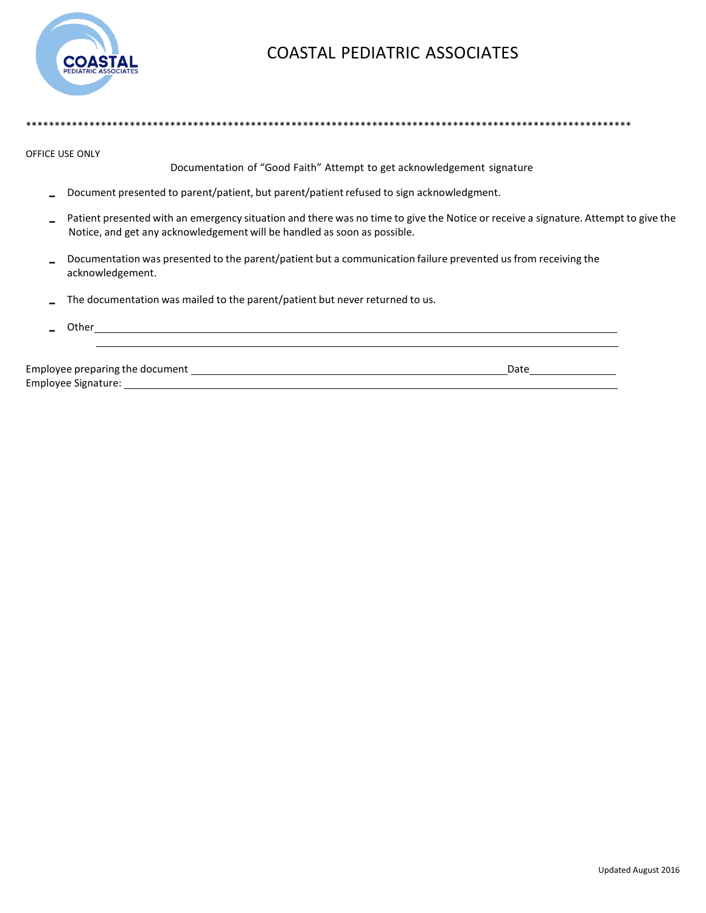# COASTAL PEDIATRIC ASSOCIATES

***************************************************************************************************************

OFFICE USE ONLY

Documentation of "Good Faith" Attempt to get acknowledgement signature

- Document presented to parent/patient, but parent/patient refused to sign acknowledgment.
- Patient presented with an emergency situation and there was no time to give the Notice or receive a signature. Attempt to give the Notice, and get any acknowledgement will be handled as soon as possible.
- Documentation was presented to the parent/patient but a communication failure prevented us from receiving the acknowledgement.
- The documentation was mailed to the parent/patient but never returned to us.
- Other ______________________________________________________________________________
  ______________________________________________________________________________

Employee preparing the document ____________________________________________ Date ______________

Employee Signature: ______________________________________________________________________

Updated August 2016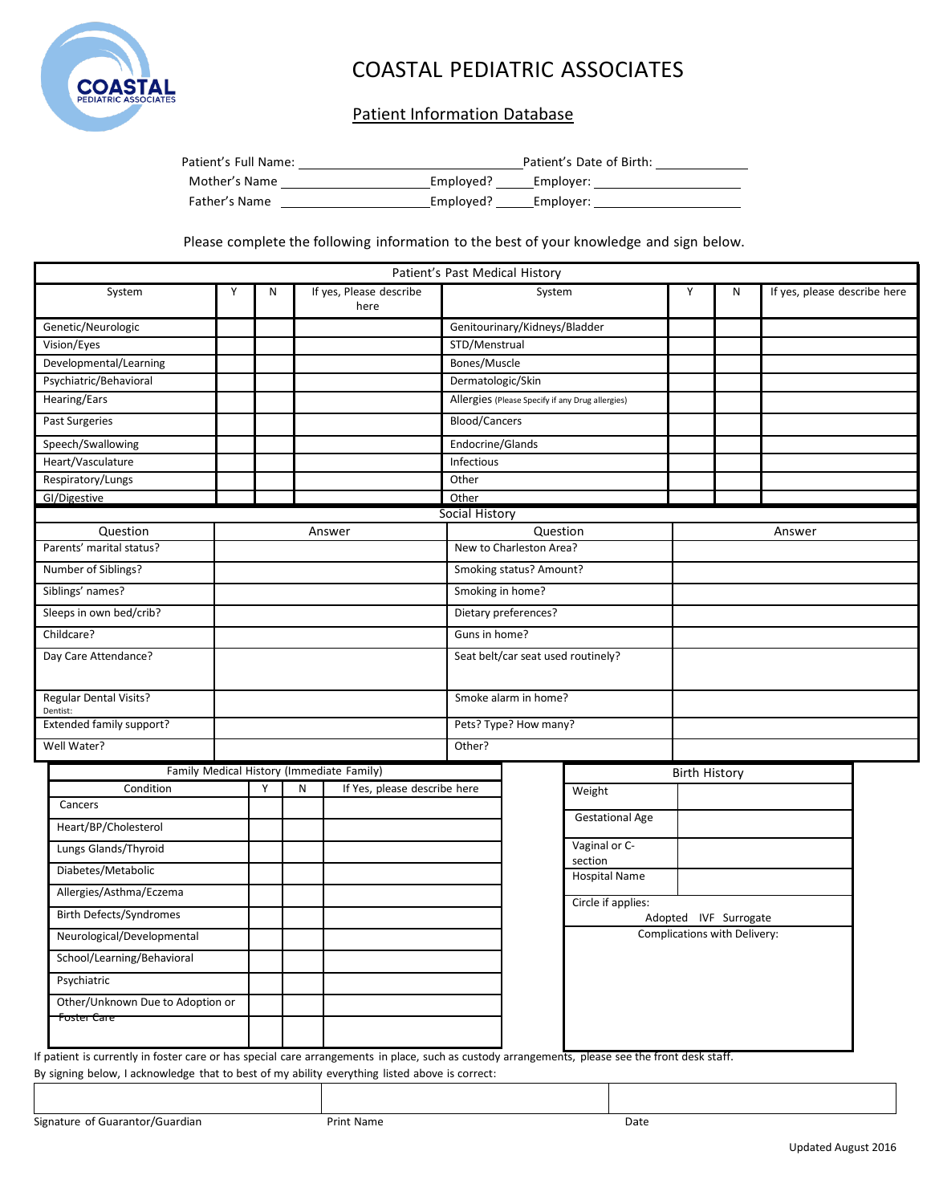# COASTAL PEDIATRIC ASSOCIATES

## Patient Information Database

Patient's Full Name: ______________________ Patient's Date of Birth: __________

Mother's Name ______________________ Employed? _____ Employer: __________________

Father's Name ______________________ Employed? _____ Employer: __________________

Please complete the following information to the best of your knowledge and sign below.

| Patient's Past Medical History | | | | | | | |
|---|---|---|---|---|---|---|---|
| System | Y | N | If yes, Please describe here | System | Y | N | If yes, please describe here |
| Genetic/Neurologic | | | | Genitourinary/Kidneys/Bladder | | | |
| Vision/Eyes | | | | STD/Menstrual | | | |
| Developmental/Learning | | | | Bones/Muscle | | | |
| Psychiatric/Behavioral | | | | Dermatologic/Skin | | | |
| Hearing/Ears | | | | Allergies (Please Specify if any Drug allergies) | | | |
| Past Surgeries | | | | Blood/Cancers | | | |
| Speech/Swallowing | | | | Endocrine/Glands | | | |
| Heart/Vasculature | | | | Infectious | | | |
| Respiratory/Lungs | | | | Other | | | |
| GI/Digestive | | | | Other | | | |

| Social History | | | |
|---|---|---|---|
| Question | Answer | Question | Answer |
| Parents' marital status? | | New to Charleston Area? | |
| Number of Siblings? | | Smoking status? Amount? | |
| Siblings' names? | | Smoking in home? | |
| Sleeps in own bed/crib? | | Dietary preferences? | |
| Childcare? | | Guns in home? | |
| Day Care Attendance? | | Seat belt/car seat used routinely? | |
| Regular Dental Visits? Dentist: | | Smoke alarm in home? | |
| Extended family support? | | Pets? Type? How many? | |
| Well Water? | | Other? | |

| Family Medical History (Immediate Family) | | | |
|---|---|---|---|
| Condition | Y | N | If Yes, please describe here |
| Cancers | | | |
| Heart/BP/Cholesterol | | | |
| Lungs Glands/Thyroid | | | |
| Diabetes/Metabolic | | | |
| Allergies/Asthma/Eczema | | | |
| Birth Defects/Syndromes | | | |
| Neurological/Developmental | | | |
| School/Learning/Behavioral | | | |
| Psychiatric | | | |
| Other/Unknown Due to Adoption or ~~Foster Care~~ | | | |

| Birth History | |
|---|---|
| Weight | |
| Gestational Age | |
| Vaginal or C-section | |
| Hospital Name | |
| Circle if applies: Adopted IVF Surrogate | |
| Complications with Delivery: | |

If patient is currently in foster care or has special care arrangements in place, such as custody arrangements, please see the front desk staff.

By signing below, I acknowledge that to best of my ability everything listed above is correct:

| | | |
|---|---|---|
| | | |
| Signature of Guarantor/Guardian | Print Name | Date |

Updated August 2016